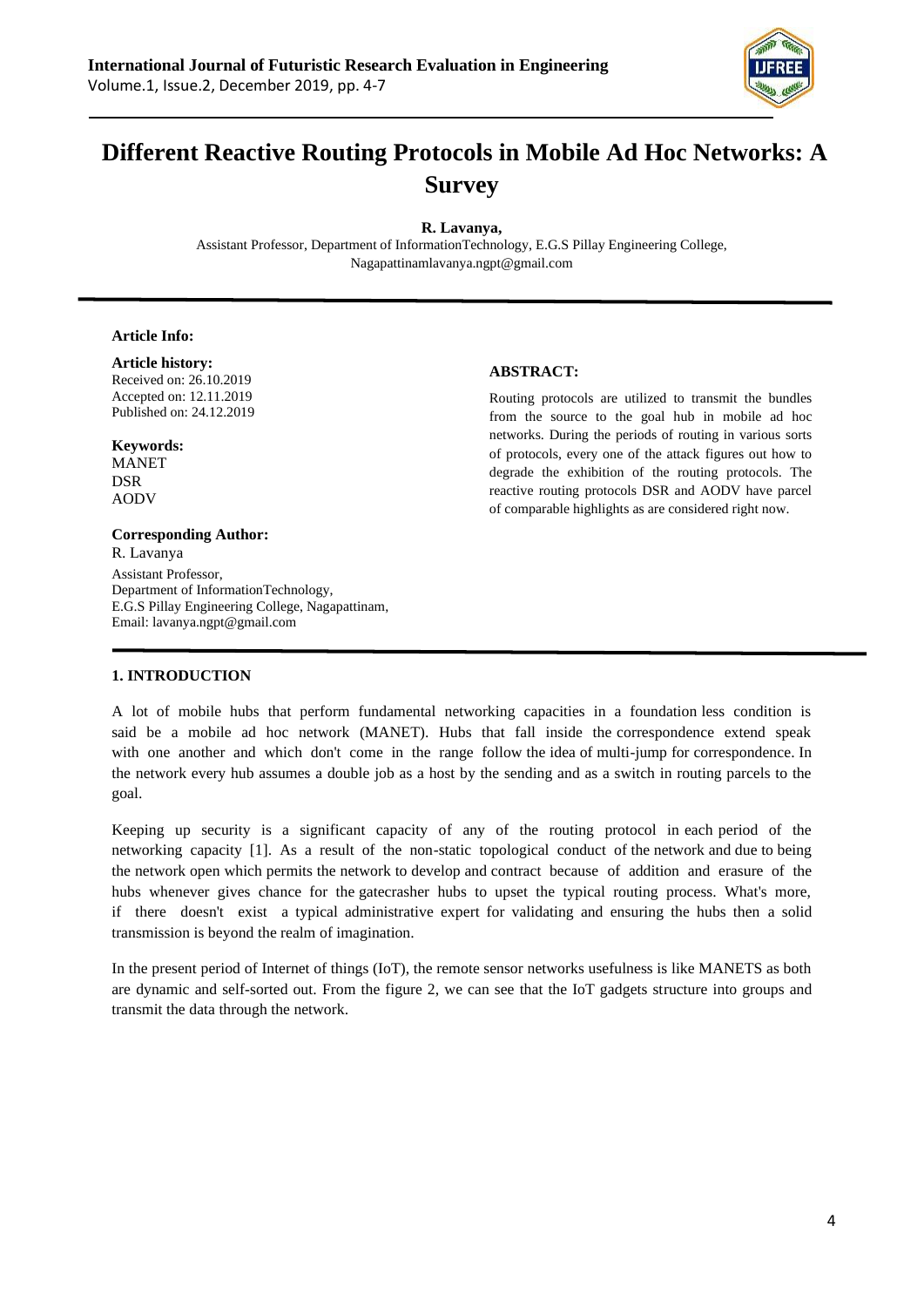# Different Reactive Routing Protocols in Mobile Ad Hoc Networks: A Survey

**R. Lavanya,**

Assistant Professor, Department of InformationTechnology, E.G.S Pillay Engineering College, Nagapattinamlavanya.ngpt@gmail.com

**Article Info:**

**Article history:**
Received on: 26.10.2019
Accepted on: 12.11.2019
Published on: 24.12.2019

**Keywords:**
MANET
DSR
AODV

**Corresponding Author:**
R. Lavanya
Assistant Professor,
Department of InformationTechnology,
E.G.S Pillay Engineering College, Nagapattinam,
Email: lavanya.ngpt@gmail.com

**ABSTRACT:**

Routing protocols are utilized to transmit the bundles from the source to the goal hub in mobile ad hoc networks. During the periods of routing in various sorts of protocols, every one of the attack figures out how to degrade the exhibition of the routing protocols. The reactive routing protocols DSR and AODV have parcel of comparable highlights as are considered right now.

## 1. INTRODUCTION

A lot of mobile hubs that perform fundamental networking capacities in a foundation less condition is said be a mobile ad hoc network (MANET). Hubs that fall inside the correspondence extend speak with one another and which don't come in the range follow the idea of multi-jump for correspondence. In the network every hub assumes a double job as a host by the sending and as a switch in routing parcels to the goal.

Keeping up security is a significant capacity of any of the routing protocol in each period of the networking capacity [1]. As a result of the non-static topological conduct of the network and due to being the network open which permits the network to develop and contract because of addition and erasure of the hubs whenever gives chance for the gatecrasher hubs to upset the typical routing process. What's more, if there doesn't exist a typical administrative expert for validating and ensuring the hubs then a solid transmission is beyond the realm of imagination.

In the present period of Internet of things (IoT), the remote sensor networks usefulness is like MANETS as both are dynamic and self-sorted out. From the figure 2, we can see that the IoT gadgets structure into groups and transmit the data through the network.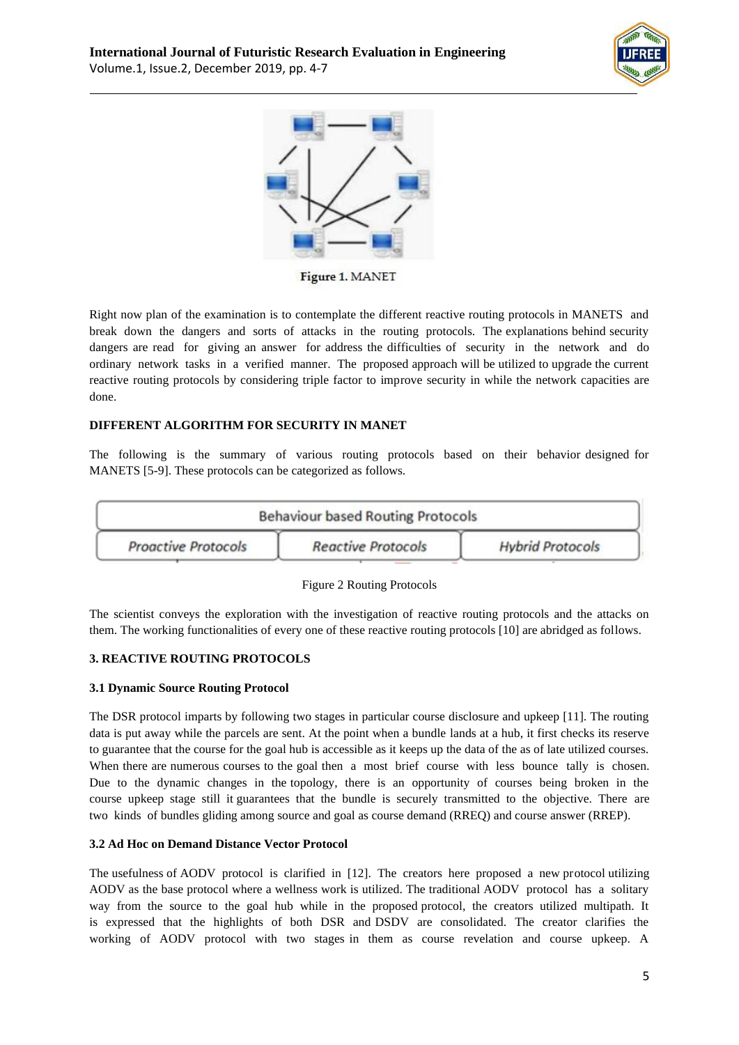Figure 1. MANET

Right now plan of the examination is to contemplate the different reactive routing protocols in MANETS and break down the dangers and sorts of attacks in the routing protocols. The explanations behind security dangers are read for giving an answer for address the difficulties of security in the network and do ordinary network tasks in a verified manner. The proposed approach will be utilized to upgrade the current reactive routing protocols by considering triple factor to improve security in while the network capacities are done.

**DIFFERENT ALGORITHM FOR SECURITY IN MANET**

The following is the summary of various routing protocols based on their behavior designed for MANETS [5-9]. These protocols can be categorized as follows.

Behaviour based Routing Protocols

*Proactive Protocols*

*Reactive Protocols*

*Hybrid Protocols*

Figure 2 Routing Protocols

The scientist conveys the exploration with the investigation of reactive routing protocols and the attacks on them. The working functionalities of every one of these reactive routing protocols [10] are abridged as follows.

## 3. REACTIVE ROUTING PROTOCOLS

### 3.1 Dynamic Source Routing Protocol

The DSR protocol imparts by following two stages in particular course disclosure and upkeep [11]. The routing data is put away while the parcels are sent. At the point when a bundle lands at a hub, it first checks its reserve to guarantee that the course for the goal hub is accessible as it keeps up the data of the as of late utilized courses. When there are numerous courses to the goal then a most brief course with less bounce tally is chosen. Due to the dynamic changes in the topology, there is an opportunity of courses being broken in the course upkeep stage still it guarantees that the bundle is securely transmitted to the objective. There are two kinds of bundles gliding among source and goal as course demand (RREQ) and course answer (RREP).

### 3.2 Ad Hoc on Demand Distance Vector Protocol

The usefulness of AODV protocol is clarified in [12]. The creators here proposed a new protocol utilizing AODV as the base protocol where a wellness work is utilized. The traditional AODV protocol has a solitary way from the source to the goal hub while in the proposed protocol, the creators utilized multipath. It is expressed that the highlights of both DSR and DSDV are consolidated. The creator clarifies the working of AODV protocol with two stages in them as course revelation and course upkeep. A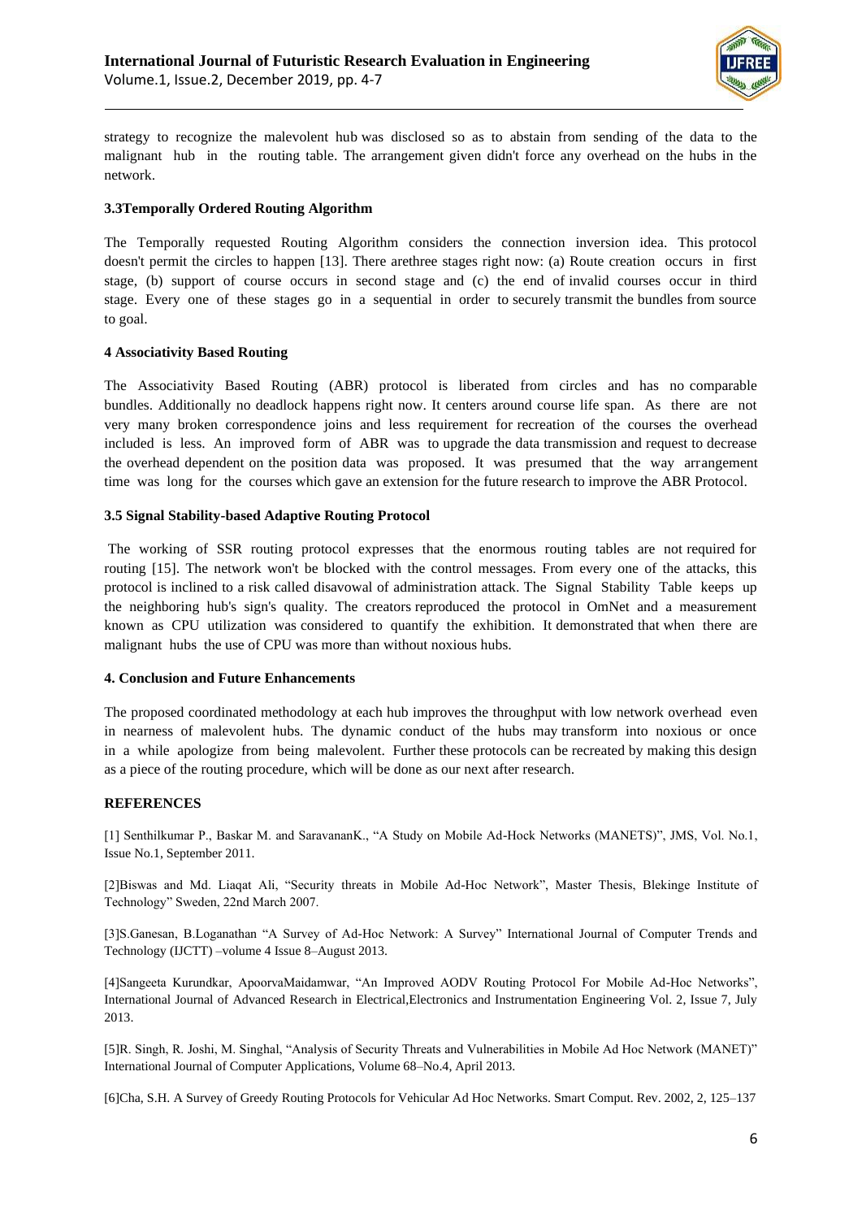strategy to recognize the malevolent hub was disclosed so as to abstain from sending of the data to the malignant hub in the routing table. The arrangement given didn't force any overhead on the hubs in the network.

### 3.3Temporally Ordered Routing Algorithm

The Temporally requested Routing Algorithm considers the connection inversion idea. This protocol doesn't permit the circles to happen [13]. There arethree stages right now: (a) Route creation occurs in first stage, (b) support of course occurs in second stage and (c) the end of invalid courses occur in third stage. Every one of these stages go in a sequential in order to securely transmit the bundles from source to goal.

### 4 Associativity Based Routing

The Associativity Based Routing (ABR) protocol is liberated from circles and has no comparable bundles. Additionally no deadlock happens right now. It centers around course life span. As there are not very many broken correspondence joins and less requirement for recreation of the courses the overhead included is less. An improved form of ABR was to upgrade the data transmission and request to decrease the overhead dependent on the position data was proposed. It was presumed that the way arrangement time was long for the courses which gave an extension for the future research to improve the ABR Protocol.

### 3.5 Signal Stability-based Adaptive Routing Protocol

The working of SSR routing protocol expresses that the enormous routing tables are not required for routing [15]. The network won't be blocked with the control messages. From every one of the attacks, this protocol is inclined to a risk called disavowal of administration attack. The Signal Stability Table keeps up the neighboring hub's sign's quality. The creators reproduced the protocol in OmNet and a measurement known as CPU utilization was considered to quantify the exhibition. It demonstrated that when there are malignant hubs the use of CPU was more than without noxious hubs.

## 4. Conclusion and Future Enhancements

The proposed coordinated methodology at each hub improves the throughput with low network overhead even in nearness of malevolent hubs. The dynamic conduct of the hubs may transform into noxious or once in a while apologize from being malevolent. Further these protocols can be recreated by making this design as a piece of the routing procedure, which will be done as our next after research.

## REFERENCES

[1] Senthilkumar P., Baskar M. and SaravananK., "A Study on Mobile Ad-Hock Networks (MANETS)", JMS, Vol. No.1, Issue No.1, September 2011.

[2]Biswas and Md. Liaqat Ali, "Security threats in Mobile Ad-Hoc Network", Master Thesis, Blekinge Institute of Technology" Sweden, 22nd March 2007.

[3]S.Ganesan, B.Loganathan "A Survey of Ad-Hoc Network: A Survey" International Journal of Computer Trends and Technology (IJCTT) –volume 4 Issue 8–August 2013.

[4]Sangeeta Kurundkar, ApoorvaMaidamwar, "An Improved AODV Routing Protocol For Mobile Ad-Hoc Networks", International Journal of Advanced Research in Electrical,Electronics and Instrumentation Engineering Vol. 2, Issue 7, July 2013.

[5]R. Singh, R. Joshi, M. Singhal, "Analysis of Security Threats and Vulnerabilities in Mobile Ad Hoc Network (MANET)" International Journal of Computer Applications, Volume 68–No.4, April 2013.

[6]Cha, S.H. A Survey of Greedy Routing Protocols for Vehicular Ad Hoc Networks. Smart Comput. Rev. 2002, 2, 125–137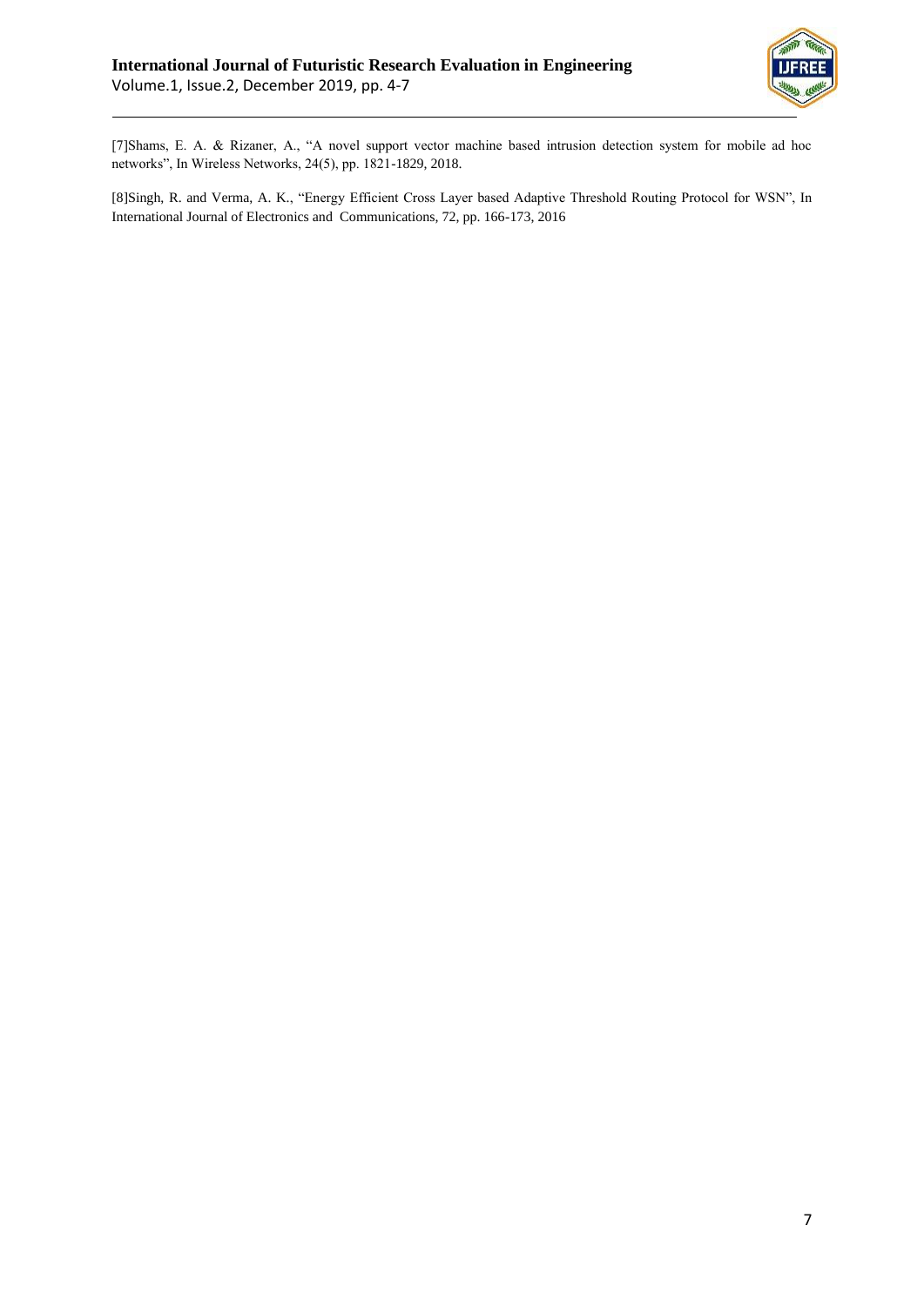[7]Shams, E. A. & Rizaner, A., "A novel support vector machine based intrusion detection system for mobile ad hoc networks", In Wireless Networks, 24(5), pp. 1821-1829, 2018.

[8]Singh, R. and Verma, A. K., "Energy Efficient Cross Layer based Adaptive Threshold Routing Protocol for WSN", In International Journal of Electronics and Communications, 72, pp. 166-173, 2016